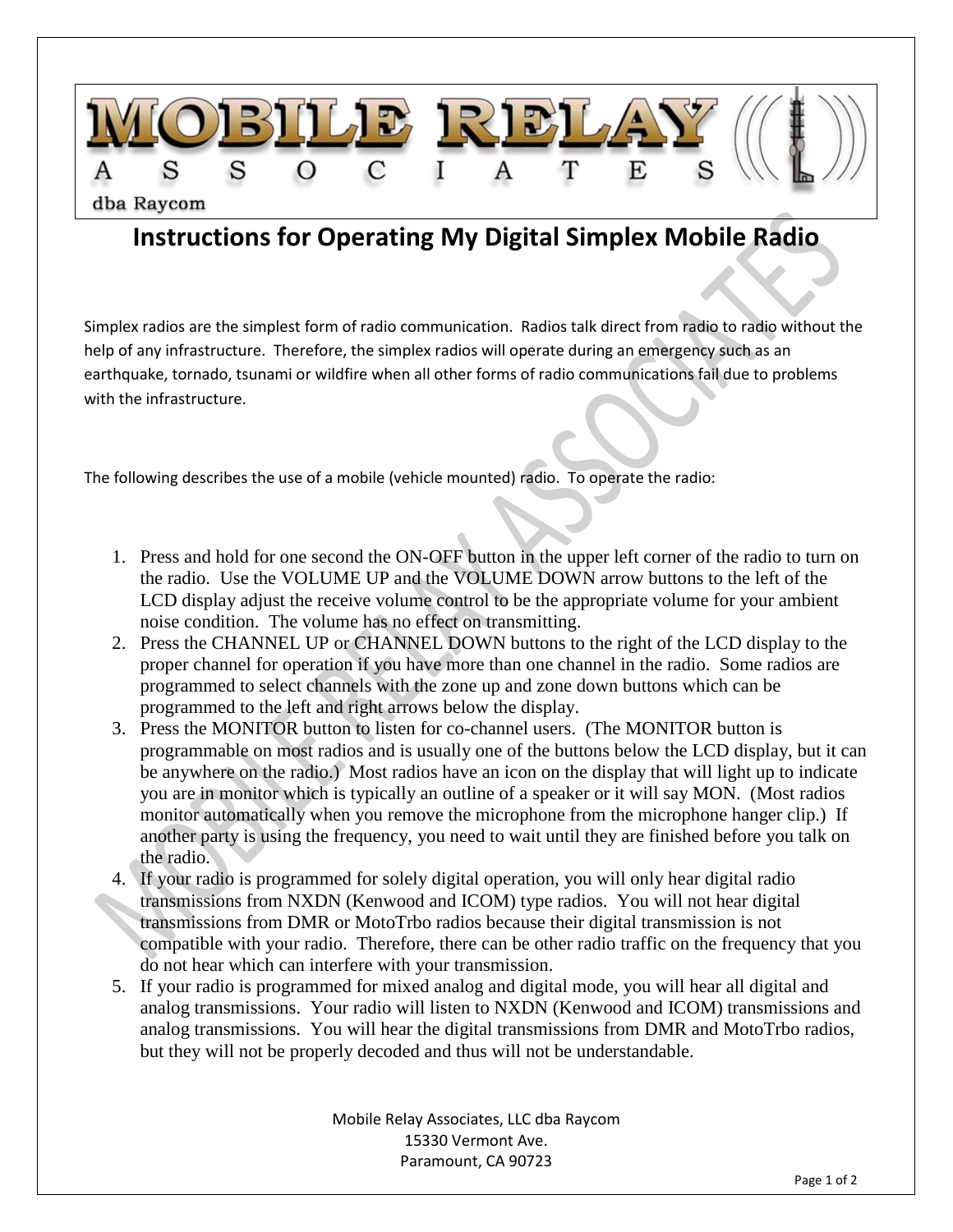MOBILE RELAY ASSOCIATES

dba Raycom

# Instructions for Operating My Digital Simplex Mobile Radio

Simplex radios are the simplest form of radio communication. Radios talk direct from radio to radio without the help of any infrastructure. Therefore, the simplex radios will operate during an emergency such as an earthquake, tornado, tsunami or wildfire when all other forms of radio communications fail due to problems with the infrastructure.

The following describes the use of a mobile (vehicle mounted) radio. To operate the radio:

1. Press and hold for one second the ON-OFF button in the upper left corner of the radio to turn on the radio. Use the VOLUME UP and the VOLUME DOWN arrow buttons to the left of the LCD display adjust the receive volume control to be the appropriate volume for your ambient noise condition. The volume has no effect on transmitting.
2. Press the CHANNEL UP or CHANNEL DOWN buttons to the right of the LCD display to the proper channel for operation if you have more than one channel in the radio. Some radios are programmed to select channels with the zone up and zone down buttons which can be programmed to the left and right arrows below the display.
3. Press the MONITOR button to listen for co-channel users. (The MONITOR button is programmable on most radios and is usually one of the buttons below the LCD display, but it can be anywhere on the radio.) Most radios have an icon on the display that will light up to indicate you are in monitor which is typically an outline of a speaker or it will say MON. (Most radios monitor automatically when you remove the microphone from the microphone hanger clip.) If another party is using the frequency, you need to wait until they are finished before you talk on the radio.
4. If your radio is programmed for solely digital operation, you will only hear digital radio transmissions from NXDN (Kenwood and ICOM) type radios. You will not hear digital transmissions from DMR or MotoTrbo radios because their digital transmission is not compatible with your radio. Therefore, there can be other radio traffic on the frequency that you do not hear which can interfere with your transmission.
5. If your radio is programmed for mixed analog and digital mode, you will hear all digital and analog transmissions. Your radio will listen to NXDN (Kenwood and ICOM) transmissions and analog transmissions. You will hear the digital transmissions from DMR and MotoTrbo radios, but they will not be properly decoded and thus will not be understandable.

Mobile Relay Associates, LLC dba Raycom
15330 Vermont Ave.
Paramount, CA 90723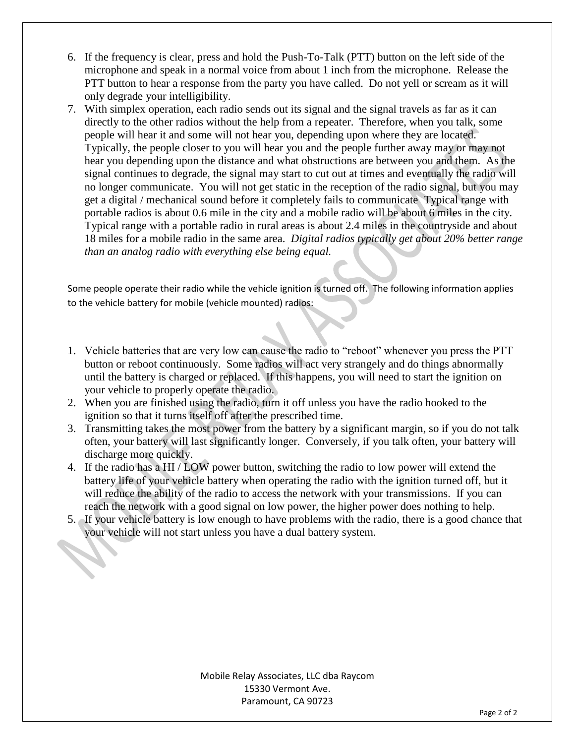6. If the frequency is clear, press and hold the Push-To-Talk (PTT) button on the left side of the microphone and speak in a normal voice from about 1 inch from the microphone. Release the PTT button to hear a response from the party you have called. Do not yell or scream as it will only degrade your intelligibility.
7. With simplex operation, each radio sends out its signal and the signal travels as far as it can directly to the other radios without the help from a repeater. Therefore, when you talk, some people will hear it and some will not hear you, depending upon where they are located. Typically, the people closer to you will hear you and the people further away may or may not hear you depending upon the distance and what obstructions are between you and them. As the signal continues to degrade, the signal may start to cut out at times and eventually the radio will no longer communicate. You will not get static in the reception of the radio signal, but you may get a digital / mechanical sound before it completely fails to communicate Typical range with portable radios is about 0.6 mile in the city and a mobile radio will be about 6 miles in the city. Typical range with a portable radio in rural areas is about 2.4 miles in the countryside and about 18 miles for a mobile radio in the same area. *Digital radios typically get about 20% better range than an analog radio with everything else being equal.*

Some people operate their radio while the vehicle ignition is turned off. The following information applies to the vehicle battery for mobile (vehicle mounted) radios:

1. Vehicle batteries that are very low can cause the radio to "reboot" whenever you press the PTT button or reboot continuously. Some radios will act very strangely and do things abnormally until the battery is charged or replaced. If this happens, you will need to start the ignition on your vehicle to properly operate the radio.
2. When you are finished using the radio, turn it off unless you have the radio hooked to the ignition so that it turns itself off after the prescribed time.
3. Transmitting takes the most power from the battery by a significant margin, so if you do not talk often, your battery will last significantly longer. Conversely, if you talk often, your battery will discharge more quickly.
4. If the radio has a HI / LOW power button, switching the radio to low power will extend the battery life of your vehicle battery when operating the radio with the ignition turned off, but it will reduce the ability of the radio to access the network with your transmissions. If you can reach the network with a good signal on low power, the higher power does nothing to help.
5. If your vehicle battery is low enough to have problems with the radio, there is a good chance that your vehicle will not start unless you have a dual battery system.

Mobile Relay Associates, LLC dba Raycom
15330 Vermont Ave.
Paramount, CA 90723